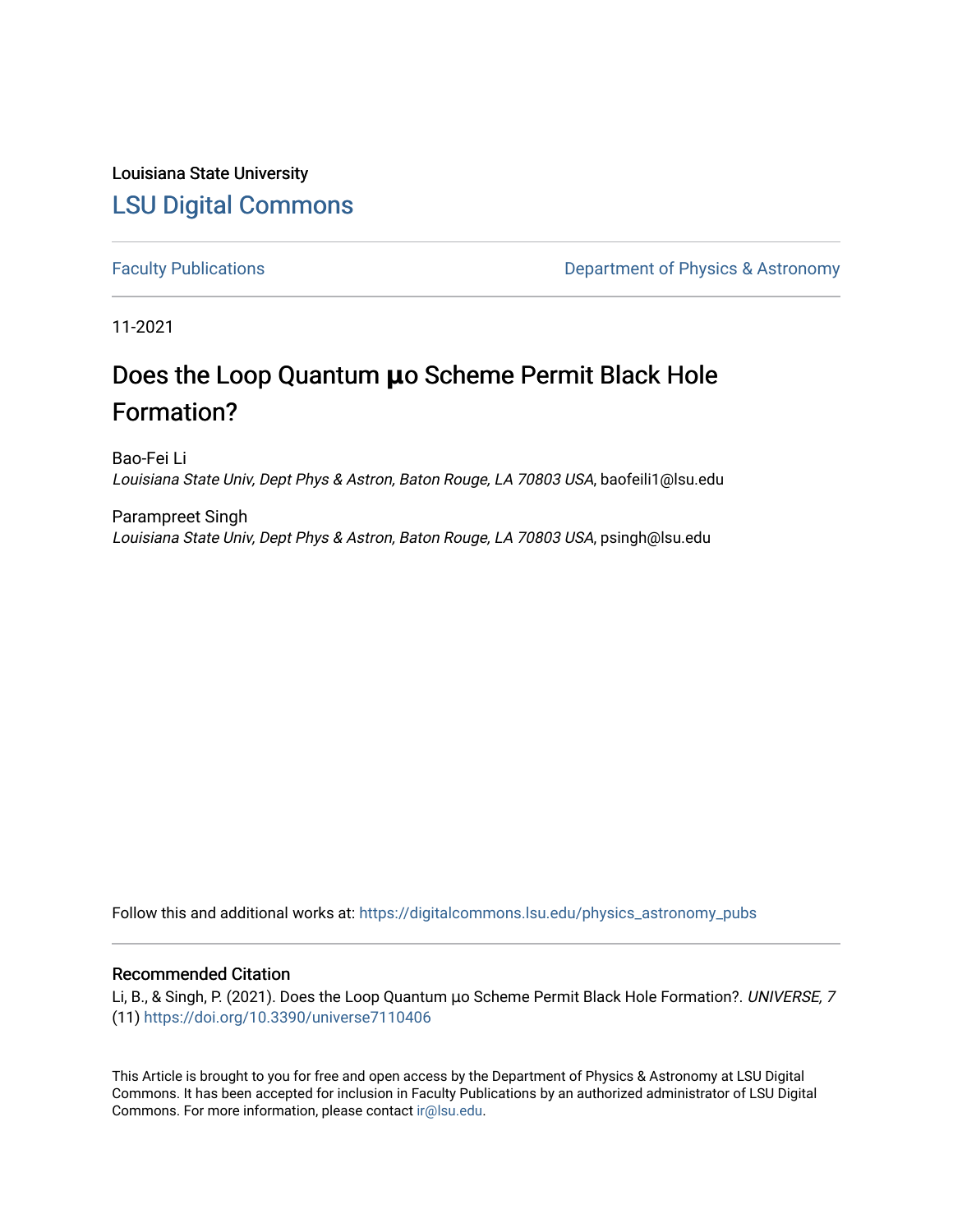Louisiana State University

# LSU Digital Commons

Faculty Publications | Department of Physics & Astronomy

11-2021

## Does the Loop Quantum μo Scheme Permit Black Hole Formation?

Bao-Fei Li
*Louisiana State Univ, Dept Phys & Astron, Baton Rouge, LA 70803 USA*, baofeili1@lsu.edu

Parampreet Singh
*Louisiana State Univ, Dept Phys & Astron, Baton Rouge, LA 70803 USA*, psingh@lsu.edu

Follow this and additional works at: https://digitalcommons.lsu.edu/physics_astronomy_pubs

### Recommended Citation

Li, B., & Singh, P. (2021). Does the Loop Quantum μo Scheme Permit Black Hole Formation?. *UNIVERSE, 7* (11) https://doi.org/10.3390/universe7110406

This Article is brought to you for free and open access by the Department of Physics & Astronomy at LSU Digital Commons. It has been accepted for inclusion in Faculty Publications by an authorized administrator of LSU Digital Commons. For more information, please contact ir@lsu.edu.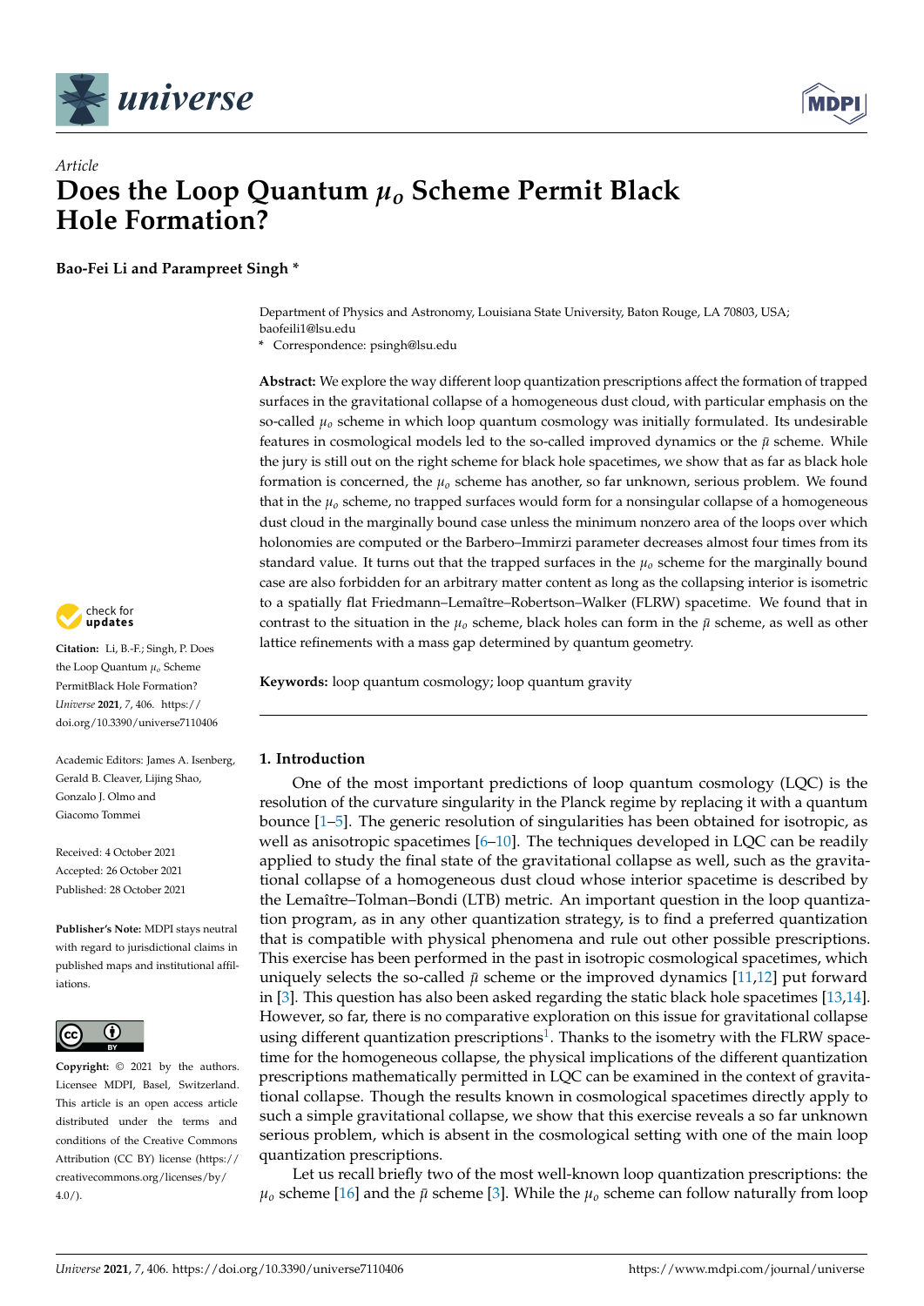# Does the Loop Quantum $\mu_o$ Scheme Permit Black Hole Formation?

**Bao-Fei Li and Parampreet Singh ***

Department of Physics and Astronomy, Louisiana State University, Baton Rouge, LA 70803, USA; baofeili1@lsu.edu
* Correspondence: psingh@lsu.edu

**Abstract:** We explore the way different loop quantization prescriptions affect the formation of trapped surfaces in the gravitational collapse of a homogeneous dust cloud, with particular emphasis on the so-called $\mu_o$ scheme in which loop quantum cosmology was initially formulated. Its undesirable features in cosmological models led to the so-called improved dynamics or the $\bar{\mu}$ scheme. While the jury is still out on the right scheme for black hole spacetimes, we show that as far as black hole formation is concerned, the $\mu_o$ scheme has another, so far unknown, serious problem. We found that in the $\mu_o$ scheme, no trapped surfaces would form for a nonsingular collapse of a homogeneous dust cloud in the marginally bound case unless the minimum nonzero area of the loops over which holonomies are computed or the Barbero–Immirzi parameter decreases almost four times from its standard value. It turns out that the trapped surfaces in the $\mu_o$ scheme for the marginally bound case are also forbidden for an arbitrary matter content as long as the collapsing interior is isometric to a spatially flat Friedmann–Lemaître–Robertson–Walker (FLRW) spacetime. We found that in contrast to the situation in the $\mu_o$ scheme, black holes can form in the $\bar{\mu}$ scheme, as well as other lattice refinements with a mass gap determined by quantum geometry.

**Keywords:** loop quantum cosmology; loop quantum gravity

**Citation:** Li, B.-F.; Singh, P. Does the Loop Quantum $\mu_o$ Scheme PermitBlack Hole Formation? *Universe* **2021**, *7*, 406. https://doi.org/10.3390/universe7110406

Academic Editors: James A. Isenberg, Gerald B. Cleaver, Lijing Shao, Gonzalo J. Olmo and Giacomo Tommei

Received: 4 October 2021
Accepted: 26 October 2021
Published: 28 October 2021

**Publisher's Note:** MDPI stays neutral with regard to jurisdictional claims in published maps and institutional affiliations.

**Copyright:** © 2021 by the authors. Licensee MDPI, Basel, Switzerland. This article is an open access article distributed under the terms and conditions of the Creative Commons Attribution (CC BY) license (https://creativecommons.org/licenses/by/4.0/).

## 1. Introduction

One of the most important predictions of loop quantum cosmology (LQC) is the resolution of the curvature singularity in the Planck regime by replacing it with a quantum bounce [1–5]. The generic resolution of singularities has been obtained for isotropic, as well as anisotropic spacetimes [6–10]. The techniques developed in LQC can be readily applied to study the final state of the gravitational collapse as well, such as the gravitational collapse of a homogeneous dust cloud whose interior spacetime is described by the Lemaître–Tolman–Bondi (LTB) metric. An important question in the loop quantization program, as in any other quantization strategy, is to find a preferred quantization that is compatible with physical phenomena and rule out other possible prescriptions. This exercise has been performed in the past in isotropic cosmological spacetimes, which uniquely selects the so-called $\bar{\mu}$ scheme or the improved dynamics [11,12] put forward in [3]. This question has also been asked regarding the static black hole spacetimes [13,14]. However, so far, there is no comparative exploration on this issue for gravitational collapse using different quantization prescriptions[1]. Thanks to the isometry with the FLRW spacetime for the homogeneous collapse, the physical implications of the different quantization prescriptions mathematically permitted in LQC can be examined in the context of gravitational collapse. Though the results known in cosmological spacetimes directly apply to such a simple gravitational collapse, we show that this exercise reveals a so far unknown serious problem, which is absent in the cosmological setting with one of the main loop quantization prescriptions.

Let us recall briefly two of the most well-known loop quantization prescriptions: the $\mu_o$ scheme [16] and the $\bar{\mu}$ scheme [3]. While the $\mu_o$ scheme can follow naturally from loop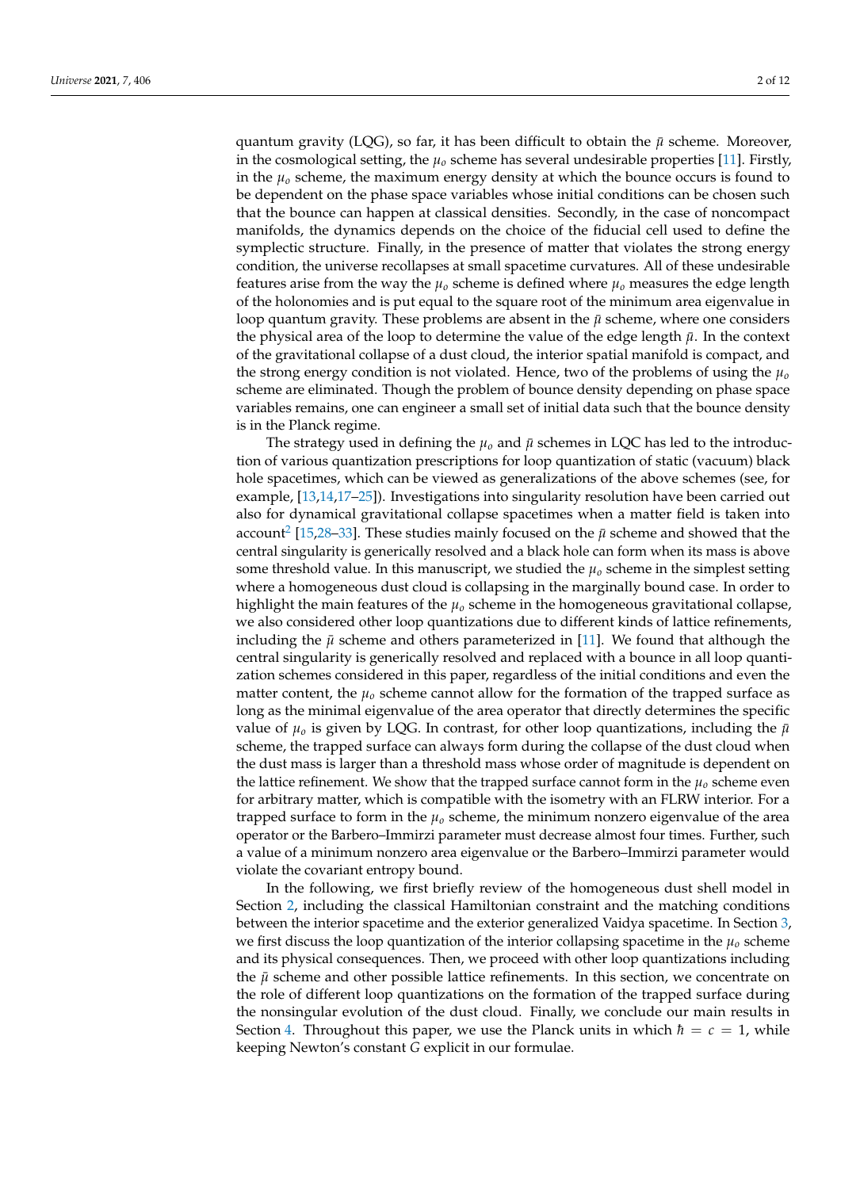quantum gravity (LQG), so far, it has been difficult to obtain the $\bar{\mu}$ scheme. Moreover, in the cosmological setting, the $\mu_o$ scheme has several undesirable properties [11]. Firstly, in the $\mu_o$ scheme, the maximum energy density at which the bounce occurs is found to be dependent on the phase space variables whose initial conditions can be chosen such that the bounce can happen at classical densities. Secondly, in the case of noncompact manifolds, the dynamics depends on the choice of the fiducial cell used to define the symplectic structure. Finally, in the presence of matter that violates the strong energy condition, the universe recollapses at small spacetime curvatures. All of these undesirable features arise from the way the $\mu_o$ scheme is defined where $\mu_o$ measures the edge length of the holonomies and is put equal to the square root of the minimum area eigenvalue in loop quantum gravity. These problems are absent in the $\bar{\mu}$ scheme, where one considers the physical area of the loop to determine the value of the edge length $\bar{\mu}$. In the context of the gravitational collapse of a dust cloud, the interior spatial manifold is compact, and the strong energy condition is not violated. Hence, two of the problems of using the $\mu_o$ scheme are eliminated. Though the problem of bounce density depending on phase space variables remains, one can engineer a small set of initial data such that the bounce density is in the Planck regime.

The strategy used in defining the $\mu_o$ and $\bar{\mu}$ schemes in LQC has led to the introduction of various quantization prescriptions for loop quantization of static (vacuum) black hole spacetimes, which can be viewed as generalizations of the above schemes (see, for example, [13,14,17–25]). Investigations into singularity resolution have been carried out also for dynamical gravitational collapse spacetimes when a matter field is taken into account[2] [15,28–33]. These studies mainly focused on the $\bar{\mu}$ scheme and showed that the central singularity is generically resolved and a black hole can form when its mass is above some threshold value. In this manuscript, we studied the $\mu_o$ scheme in the simplest setting where a homogeneous dust cloud is collapsing in the marginally bound case. In order to highlight the main features of the $\mu_o$ scheme in the homogeneous gravitational collapse, we also considered other loop quantizations due to different kinds of lattice refinements, including the $\bar{\mu}$ scheme and others parameterized in [11]. We found that although the central singularity is generically resolved and replaced with a bounce in all loop quantization schemes considered in this paper, regardless of the initial conditions and even the matter content, the $\mu_o$ scheme cannot allow for the formation of the trapped surface as long as the minimal eigenvalue of the area operator that directly determines the specific value of $\mu_o$ is given by LQG. In contrast, for other loop quantizations, including the $\bar{\mu}$ scheme, the trapped surface can always form during the collapse of the dust cloud when the dust mass is larger than a threshold mass whose order of magnitude is dependent on the lattice refinement. We show that the trapped surface cannot form in the $\mu_o$ scheme even for arbitrary matter, which is compatible with the isometry with an FLRW interior. For a trapped surface to form in the $\mu_o$ scheme, the minimum nonzero eigenvalue of the area operator or the Barbero–Immirzi parameter must decrease almost four times. Further, such a value of a minimum nonzero area eigenvalue or the Barbero–Immirzi parameter would violate the covariant entropy bound.

In the following, we first briefly review of the homogeneous dust shell model in Section 2, including the classical Hamiltonian constraint and the matching conditions between the interior spacetime and the exterior generalized Vaidya spacetime. In Section 3, we first discuss the loop quantization of the interior collapsing spacetime in the $\mu_o$ scheme and its physical consequences. Then, we proceed with other loop quantizations including the $\bar{\mu}$ scheme and other possible lattice refinements. In this section, we concentrate on the role of different loop quantizations on the formation of the trapped surface during the nonsingular evolution of the dust cloud. Finally, we conclude our main results in Section 4. Throughout this paper, we use the Planck units in which $\hbar = c = 1$, while keeping Newton's constant $G$ explicit in our formulae.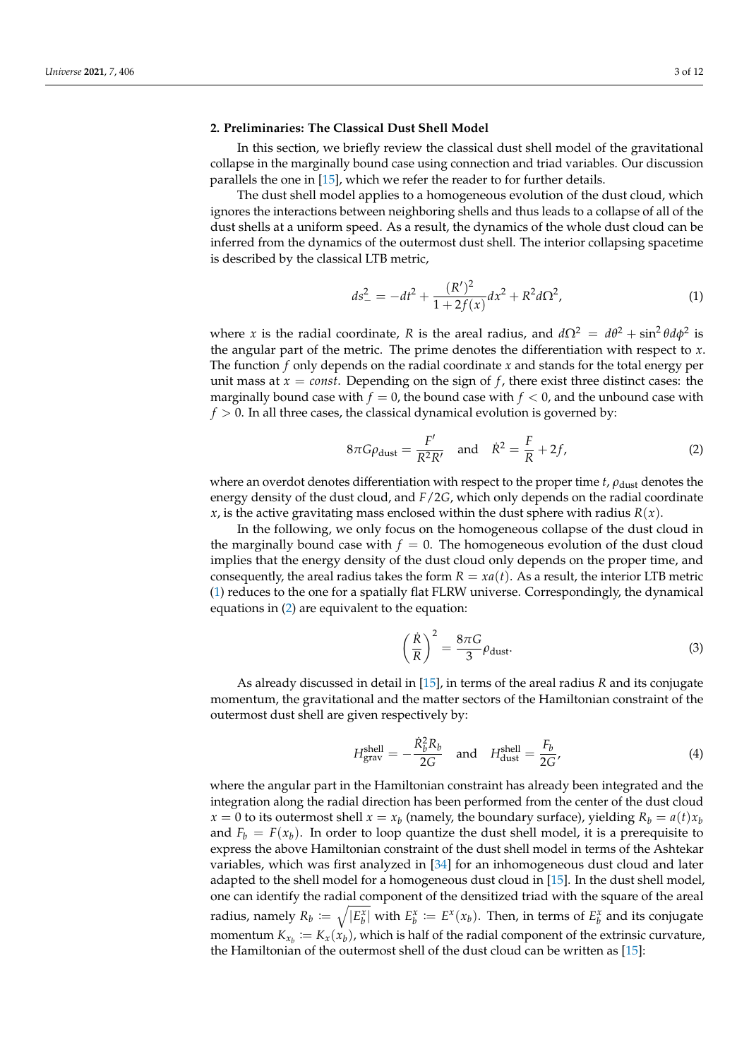## 2. Preliminaries: The Classical Dust Shell Model

In this section, we briefly review the classical dust shell model of the gravitational collapse in the marginally bound case using connection and triad variables. Our discussion parallels the one in [15], which we refer the reader to for further details.

The dust shell model applies to a homogeneous evolution of the dust cloud, which ignores the interactions between neighboring shells and thus leads to a collapse of all of the dust shells at a uniform speed. As a result, the dynamics of the whole dust cloud can be inferred from the dynamics of the outermost dust shell. The interior collapsing spacetime is described by the classical LTB metric,

$$ds_-^2 = -dt^2 + \frac{(R')^2}{1+2f(x)}dx^2 + R^2 d\Omega^2, \tag{1}$$

where $x$ is the radial coordinate, $R$ is the areal radius, and $d\Omega^2 = d\theta^2 + \sin^2\theta d\phi^2$ is the angular part of the metric. The prime denotes the differentiation with respect to $x$. The function $f$ only depends on the radial coordinate $x$ and stands for the total energy per unit mass at $x = const$. Depending on the sign of $f$, there exist three distinct cases: the marginally bound case with $f = 0$, the bound case with $f < 0$, and the unbound case with $f > 0$. In all three cases, the classical dynamical evolution is governed by:

$$8\pi G \rho_{\text{dust}} = \frac{F'}{R^2 R'} \quad \text{and} \quad \dot{R}^2 = \frac{F}{R} + 2f, \tag{2}$$

where an overdot denotes differentiation with respect to the proper time $t$, $\rho_{\text{dust}}$ denotes the energy density of the dust cloud, and $F/2G$, which only depends on the radial coordinate $x$, is the active gravitating mass enclosed within the dust sphere with radius $R(x)$.

In the following, we only focus on the homogeneous collapse of the dust cloud in the marginally bound case with $f = 0$. The homogeneous evolution of the dust cloud implies that the energy density of the dust cloud only depends on the proper time, and consequently, the areal radius takes the form $R = xa(t)$. As a result, the interior LTB metric (1) reduces to the one for a spatially flat FLRW universe. Correspondingly, the dynamical equations in (2) are equivalent to the equation:

$$\left(\frac{\dot{R}}{R}\right)^2 = \frac{8\pi G}{3}\rho_{\text{dust}}. \tag{3}$$

As already discussed in detail in [15], in terms of the areal radius $R$ and its conjugate momentum, the gravitational and the matter sectors of the Hamiltonian constraint of the outermost dust shell are given respectively by:

$$H^{\text{shell}}_{\text{grav}} = -\frac{\dot{R}_b^2 R_b}{2G} \quad \text{and} \quad H^{\text{shell}}_{\text{dust}} = \frac{F_b}{2G}, \tag{4}$$

where the angular part in the Hamiltonian constraint has already been integrated and the integration along the radial direction has been performed from the center of the dust cloud $x = 0$ to its outermost shell $x = x_b$ (namely, the boundary surface), yielding $R_b = a(t)x_b$ and $F_b = F(x_b)$. In order to loop quantize the dust shell model, it is a prerequisite to express the above Hamiltonian constraint of the dust shell model in terms of the Ashtekar variables, which was first analyzed in [34] for an inhomogeneous dust cloud and later adapted to the shell model for a homogeneous dust cloud in [15]. In the dust shell model, one can identify the radial component of the densitized triad with the square of the areal radius, namely $R_b := \sqrt{|E^x_b|}$ with $E^x_b := E^x(x_b)$. Then, in terms of $E^x_b$ and its conjugate momentum $K_{x_b} := K_x(x_b)$, which is half of the radial component of the extrinsic curvature, the Hamiltonian of the outermost shell of the dust cloud can be written as [15]: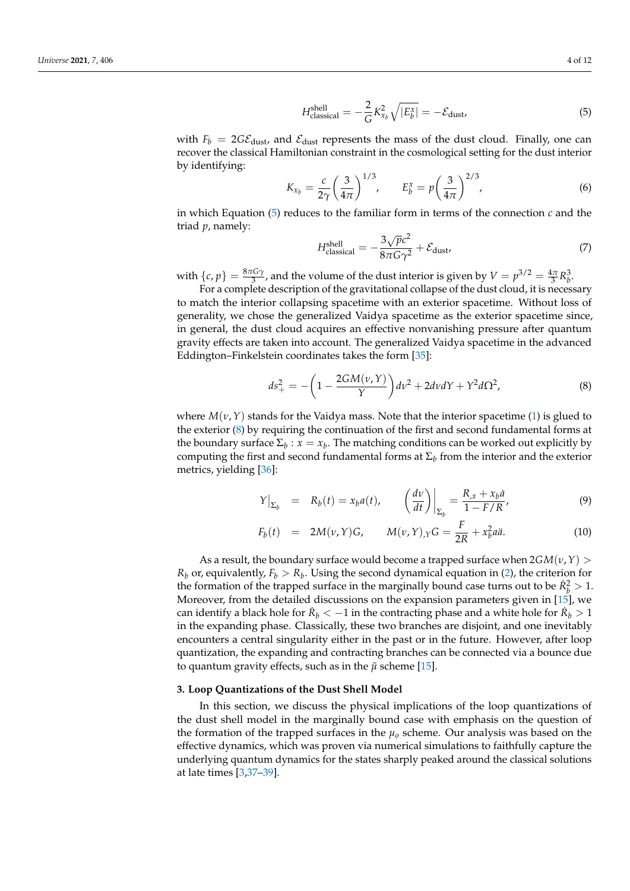$$H^{\text{shell}}_{\text{classical}} = -\frac{2}{G} K^2_{x_b} \sqrt{|E^x_b|} = -\mathcal{E}_{\text{dust}}, \tag{5}$$

with $F_b = 2G\mathcal{E}_{\text{dust}}$, and $\mathcal{E}_{\text{dust}}$ represents the mass of the dust cloud. Finally, one can recover the classical Hamiltonian constraint in the cosmological setting for the dust interior by identifying:

$$K_{x_b} = \frac{c}{2\gamma}\left(\frac{3}{4\pi}\right)^{1/3}, \qquad E^x_b = p\left(\frac{3}{4\pi}\right)^{2/3}, \tag{6}$$

in which Equation (5) reduces to the familiar form in terms of the connection $c$ and the triad $p$, namely:

$$H^{\text{shell}}_{\text{classical}} = -\frac{3\sqrt{p}c^2}{8\pi G\gamma^2} + \mathcal{E}_{\text{dust}}, \tag{7}$$

with $\{c, p\} = \frac{8\pi G\gamma}{3}$, and the volume of the dust interior is given by $V = p^{3/2} = \frac{4\pi}{3}R_b^3$.

For a complete description of the gravitational collapse of the dust cloud, it is necessary to match the interior collapsing spacetime with an exterior spacetime. Without loss of generality, we chose the generalized Vaidya spacetime as the exterior spacetime since, in general, the dust cloud acquires an effective nonvanishing pressure after quantum gravity effects are taken into account. The generalized Vaidya spacetime in the advanced Eddington–Finkelstein coordinates takes the form [35]:

$$ds^2_+ = -\left(1 - \frac{2GM(\nu, Y)}{Y}\right)d\nu^2 + 2d\nu dY + Y^2 d\Omega^2, \tag{8}$$

where $M(\nu, Y)$ stands for the Vaidya mass. Note that the interior spacetime (1) is glued to the exterior (8) by requiring the continuation of the first and second fundamental forms at the boundary surface $\Sigma_b : x = x_b$. The matching conditions can be worked out explicitly by computing the first and second fundamental forms at $\Sigma_b$ from the interior and the exterior metrics, yielding [36]:

$$Y\big|_{\Sigma_b} = R_b(t) = x_b a(t), \qquad \left(\frac{d\nu}{dt}\right)\bigg|_{\Sigma_b} = \frac{R_{,x} + x_b \dot{a}}{1 - F/R}, \tag{9}$$

$$F_b(t) = 2M(\nu, Y)G, \qquad M(\nu, Y)_{,Y} G = \frac{F}{2R} + x_b^2 a\ddot{a}. \tag{10}$$

As a result, the boundary surface would become a trapped surface when $2GM(\nu, Y) > R_b$ or, equivalently, $F_b > R_b$. Using the second dynamical equation in (2), the criterion for the formation of the trapped surface in the marginally bound case turns out to be $\dot{R}_b^2 > 1$. Moreover, from the detailed discussions on the expansion parameters given in [15], we can identify a black hole for $\dot{R}_b < -1$ in the contracting phase and a white hole for $\dot{R}_b > 1$ in the expanding phase. Classically, these two branches are disjoint, and one inevitably encounters a central singularity either in the past or in the future. However, after loop quantization, the expanding and contracting branches can be connected via a bounce due to quantum gravity effects, such as in the $\bar{\mu}$ scheme [15].

## 3. Loop Quantizations of the Dust Shell Model

In this section, we discuss the physical implications of the loop quantizations of the dust shell model in the marginally bound case with emphasis on the question of the formation of the trapped surfaces in the $\mu_o$ scheme. Our analysis was based on the effective dynamics, which was proven via numerical simulations to faithfully capture the underlying quantum dynamics for the states sharply peaked around the classical solutions at late times [3,37–39].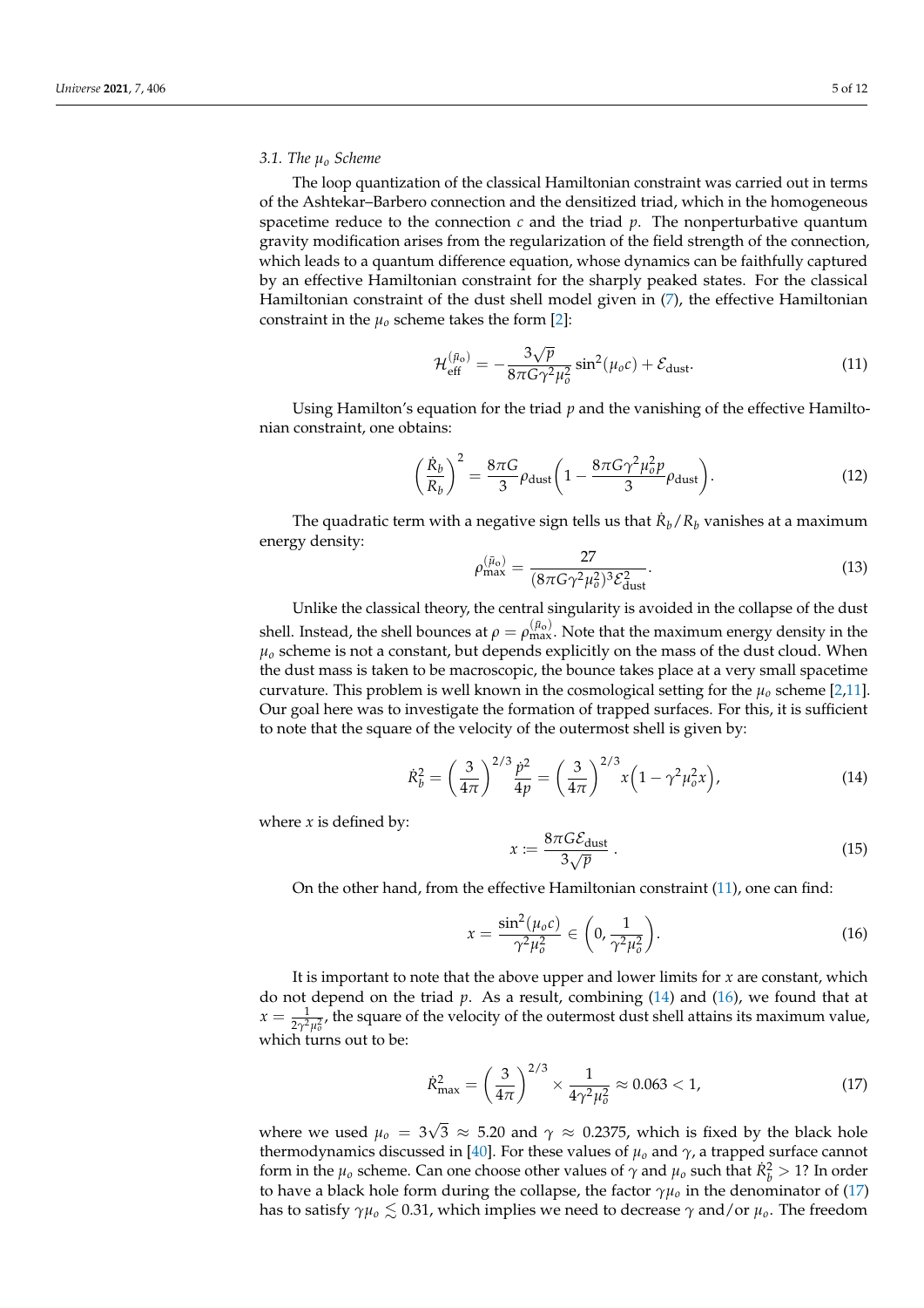### 3.1. The $\mu_o$ Scheme

The loop quantization of the classical Hamiltonian constraint was carried out in terms of the Ashtekar–Barbero connection and the densitized triad, which in the homogeneous spacetime reduce to the connection $c$ and the triad $p$. The nonperturbative quantum gravity modification arises from the regularization of the field strength of the connection, which leads to a quantum difference equation, whose dynamics can be faithfully captured by an effective Hamiltonian constraint for the sharply peaked states. For the classical Hamiltonian constraint of the dust shell model given in (7), the effective Hamiltonian constraint in the $\mu_o$ scheme takes the form [2]:

$$\mathcal{H}_{\text{eff}}^{(\bar{\mu}_o)} = -\frac{3\sqrt{p}}{8\pi G \gamma^2 \mu_o^2} \sin^2(\mu_o c) + \mathcal{E}_{\text{dust}}. \tag{11}$$

Using Hamilton's equation for the triad $p$ and the vanishing of the effective Hamiltonian constraint, one obtains:

$$\left(\frac{\dot{R}_b}{R_b}\right)^2 = \frac{8\pi G}{3}\rho_{\text{dust}}\left(1 - \frac{8\pi G \gamma^2 \mu_o^2 p}{3}\rho_{\text{dust}}\right). \tag{12}$$

The quadratic term with a negative sign tells us that $\dot{R}_b/R_b$ vanishes at a maximum energy density:

$$\rho_{\text{max}}^{(\bar{\mu}_o)} = \frac{27}{(8\pi G \gamma^2 \mu_o^2)^3 \mathcal{E}_{\text{dust}}^2}. \tag{13}$$

Unlike the classical theory, the central singularity is avoided in the collapse of the dust shell. Instead, the shell bounces at $\rho = \rho_{\text{max}}^{(\bar{\mu}_o)}$. Note that the maximum energy density in the $\mu_o$ scheme is not a constant, but depends explicitly on the mass of the dust cloud. When the dust mass is taken to be macroscopic, the bounce takes place at a very small spacetime curvature. This problem is well known in the cosmological setting for the $\mu_o$ scheme [2,11]. Our goal here was to investigate the formation of trapped surfaces. For this, it is sufficient to note that the square of the velocity of the outermost shell is given by:

$$\dot{R}_b^2 = \left(\frac{3}{4\pi}\right)^{2/3} \frac{\dot{p}^2}{4p} = \left(\frac{3}{4\pi}\right)^{2/3} x\left(1 - \gamma^2 \mu_o^2 x\right), \tag{14}$$

where $x$ is defined by:

$$x := \frac{8\pi G \mathcal{E}_{\text{dust}}}{3\sqrt{p}}\ . \tag{15}$$

On the other hand, from the effective Hamiltonian constraint (11), one can find:

$$x = \frac{\sin^2(\mu_o c)}{\gamma^2 \mu_o^2} \in \left(0, \frac{1}{\gamma^2 \mu_o^2}\right). \tag{16}$$

It is important to note that the above upper and lower limits for $x$ are constant, which do not depend on the triad $p$. As a result, combining (14) and (16), we found that at $x = \frac{1}{2\gamma^2 \mu_o^2}$, the square of the velocity of the outermost dust shell attains its maximum value, which turns out to be:

$$\dot{R}_{\text{max}}^2 = \left(\frac{3}{4\pi}\right)^{2/3} \times \frac{1}{4\gamma^2 \mu_o^2} \approx 0.063 < 1, \tag{17}$$

where we used $\mu_o = 3\sqrt{3} \approx 5.20$ and $\gamma \approx 0.2375$, which is fixed by the black hole thermodynamics discussed in [40]. For these values of $\mu_o$ and $\gamma$, a trapped surface cannot form in the $\mu_o$ scheme. Can one choose other values of $\gamma$ and $\mu_o$ such that $\dot{R}_b^2 > 1$? In order to have a black hole form during the collapse, the factor $\gamma \mu_o$ in the denominator of (17) has to satisfy $\gamma \mu_o \lesssim 0.31$, which implies we need to decrease $\gamma$ and/or $\mu_o$. The freedom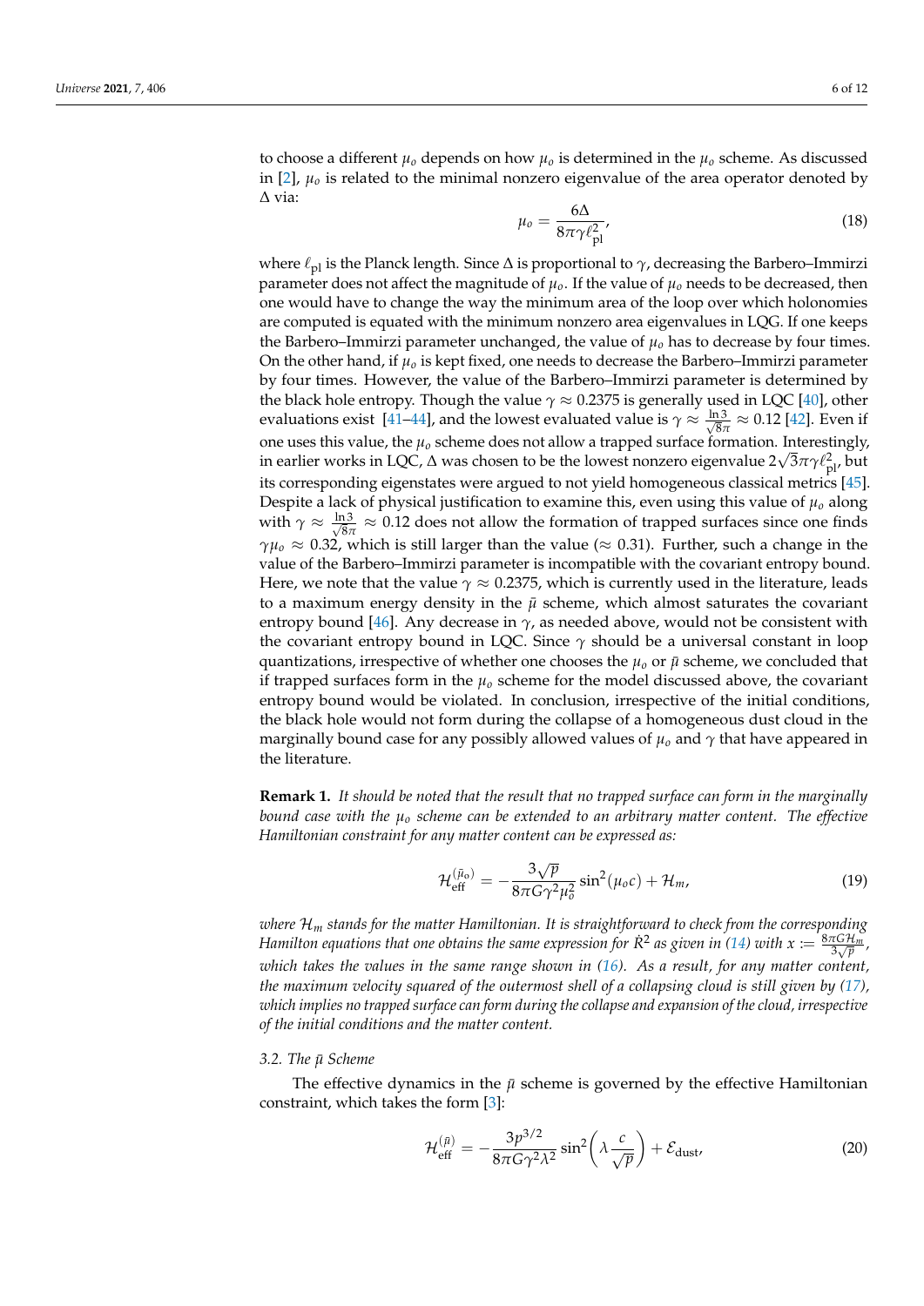to choose a different $\mu_o$ depends on how $\mu_o$ is determined in the $\mu_o$ scheme. As discussed in [2], $\mu_o$ is related to the minimal nonzero eigenvalue of the area operator denoted by $\Delta$ via:

$$\mu_o = \frac{6\Delta}{8\pi\gamma\ell_{\rm pl}^2}, \tag{18}$$

where $\ell_{\rm pl}$ is the Planck length. Since $\Delta$ is proportional to $\gamma$, decreasing the Barbero–Immirzi parameter does not affect the magnitude of $\mu_o$. If the value of $\mu_o$ needs to be decreased, then one would have to change the way the minimum area of the loop over which holonomies are computed is equated with the minimum nonzero area eigenvalues in LQG. If one keeps the Barbero–Immirzi parameter unchanged, the value of $\mu_o$ has to decrease by four times. On the other hand, if $\mu_o$ is kept fixed, one needs to decrease the Barbero–Immirzi parameter by four times. However, the value of the Barbero–Immirzi parameter is determined by the black hole entropy. Though the value $\gamma \approx 0.2375$ is generally used in LQC [40], other evaluations exist [41–44], and the lowest evaluated value is $\gamma \approx \frac{\ln 3}{\sqrt{8}\pi} \approx 0.12$ [42]. Even if one uses this value, the $\mu_o$ scheme does not allow a trapped surface formation. Interestingly, in earlier works in LQC, $\Delta$ was chosen to be the lowest nonzero eigenvalue $2\sqrt{3}\pi\gamma\ell_{\rm pl}^2$, but its corresponding eigenstates were argued to not yield homogeneous classical metrics [45]. Despite a lack of physical justification to examine this, even using this value of $\mu_o$ along with $\gamma \approx \frac{\ln 3}{\sqrt{8}\pi} \approx 0.12$ does not allow the formation of trapped surfaces since one finds $\gamma\mu_o \approx 0.32$, which is still larger than the value ($\approx 0.31$). Further, such a change in the value of the Barbero–Immirzi parameter is incompatible with the covariant entropy bound. Here, we note that the value $\gamma \approx 0.2375$, which is currently used in the literature, leads to a maximum energy density in the $\bar{\mu}$ scheme, which almost saturates the covariant entropy bound [46]. Any decrease in $\gamma$, as needed above, would not be consistent with the covariant entropy bound in LQC. Since $\gamma$ should be a universal constant in loop quantizations, irrespective of whether one chooses the $\mu_o$ or $\bar{\mu}$ scheme, we concluded that if trapped surfaces form in the $\mu_o$ scheme for the model discussed above, the covariant entropy bound would be violated. In conclusion, irrespective of the initial conditions, the black hole would not form during the collapse of a homogeneous dust cloud in the marginally bound case for any possibly allowed values of $\mu_o$ and $\gamma$ that have appeared in the literature.

**Remark 1.** *It should be noted that the result that no trapped surface can form in the marginally bound case with the $\mu_o$ scheme can be extended to an arbitrary matter content. The effective Hamiltonian constraint for any matter content can be expressed as:*

$$\mathcal{H}_{\rm eff}^{(\bar{\mu}_o)} = -\frac{3\sqrt{p}}{8\pi G\gamma^2\mu_o^2}\sin^2(\mu_o c) + \mathcal{H}_m, \tag{19}$$

*where $\mathcal{H}_m$ stands for the matter Hamiltonian. It is straightforward to check from the corresponding Hamilton equations that one obtains the same expression for $\dot{R}^2$ as given in (14) with $x := \frac{8\pi G\mathcal{H}_m}{3\sqrt{p}}$, which takes the values in the same range shown in (16). As a result, for any matter content, the maximum velocity squared of the outermost shell of a collapsing cloud is still given by (17), which implies no trapped surface can form during the collapse and expansion of the cloud, irrespective of the initial conditions and the matter content.*

### 3.2. The $\bar{\mu}$ Scheme

The effective dynamics in the $\bar{\mu}$ scheme is governed by the effective Hamiltonian constraint, which takes the form [3]:

$$\mathcal{H}_{\rm eff}^{(\bar{\mu})} = -\frac{3p^{3/2}}{8\pi G\gamma^2\lambda^2}\sin^2\left(\lambda\frac{c}{\sqrt{p}}\right) + \mathcal{E}_{\rm dust}, \tag{20}$$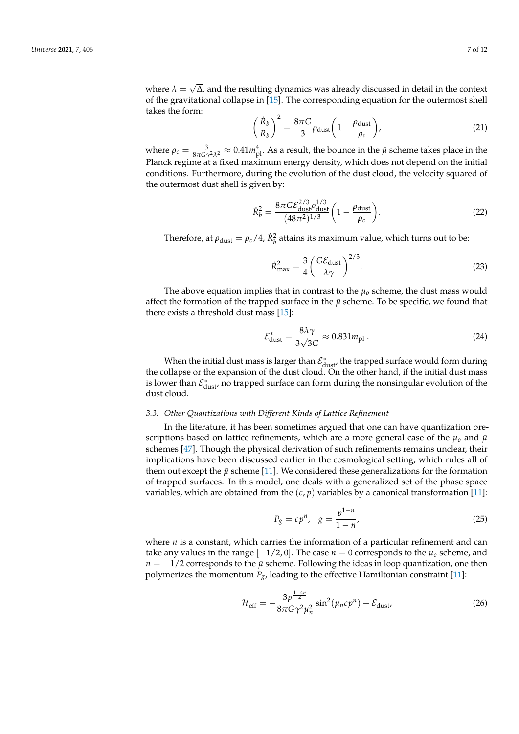where $\lambda = \sqrt{\Delta}$, and the resulting dynamics was already discussed in detail in the context of the gravitational collapse in [15]. The corresponding equation for the outermost shell takes the form:

$$\left(\frac{\dot{R}_b}{R_b}\right)^2 = \frac{8\pi G}{3}\rho_{\text{dust}}\left(1 - \frac{\rho_{\text{dust}}}{\rho_c}\right), \tag{21}$$

where $\rho_c = \frac{3}{8\pi G\gamma^2\lambda^2} \approx 0.41 m_{\text{pl}}^4$. As a result, the bounce in the $\bar{\mu}$ scheme takes place in the Planck regime at a fixed maximum energy density, which does not depend on the initial conditions. Furthermore, during the evolution of the dust cloud, the velocity squared of the outermost dust shell is given by:

$$\dot{R}_b^2 = \frac{8\pi G \mathcal{E}_{\text{dust}}^{2/3}\rho_{\text{dust}}^{1/3}}{(48\pi^2)^{1/3}}\left(1 - \frac{\rho_{\text{dust}}}{\rho_c}\right). \tag{22}$$

Therefore, at $\rho_{\text{dust}} = \rho_c/4$, $\dot{R}_b^2$ attains its maximum value, which turns out to be:

$$\dot{R}_{\text{max}}^2 = \frac{3}{4}\left(\frac{G\mathcal{E}_{\text{dust}}}{\lambda\gamma}\right)^{2/3}. \tag{23}$$

The above equation implies that in contrast to the $\mu_o$ scheme, the dust mass would affect the formation of the trapped surface in the $\bar{\mu}$ scheme. To be specific, we found that there exists a threshold dust mass [15]:

$$\mathcal{E}_{\text{dust}}^* = \frac{8\lambda\gamma}{3\sqrt{3}G} \approx 0.831 m_{\text{pl}}\,. \tag{24}$$

When the initial dust mass is larger than $\mathcal{E}_{\text{dust}}^*$, the trapped surface would form during the collapse or the expansion of the dust cloud. On the other hand, if the initial dust mass is lower than $\mathcal{E}_{\text{dust}}^*$, no trapped surface can form during the nonsingular evolution of the dust cloud.

### *3.3. Other Quantizations with Different Kinds of Lattice Refinement*

In the literature, it has been sometimes argued that one can have quantization prescriptions based on lattice refinements, which are a more general case of the $\mu_o$ and $\bar{\mu}$ schemes [47]. Though the physical derivation of such refinements remains unclear, their implications have been discussed earlier in the cosmological setting, which rules all of them out except the $\bar{\mu}$ scheme [11]. We considered these generalizations for the formation of trapped surfaces. In this model, one deals with a generalized set of the phase space variables, which are obtained from the $(c, p)$ variables by a canonical transformation [11]:

$$P_g = cp^n, \quad g = \frac{p^{1-n}}{1-n}, \tag{25}$$

where $n$ is a constant, which carries the information of a particular refinement and can take any values in the range $[-1/2, 0]$. The case $n = 0$ corresponds to the $\mu_o$ scheme, and $n = -1/2$ corresponds to the $\bar{\mu}$ scheme. Following the ideas in loop quantization, one then polymerizes the momentum $P_g$, leading to the effective Hamiltonian constraint [11]:

$$\mathcal{H}_{\text{eff}} = -\frac{3p^{\frac{1-4n}{2}}}{8\pi G\gamma^2\mu_n^2}\sin^2(\mu_n c p^n) + \mathcal{E}_{\text{dust}}, \tag{26}$$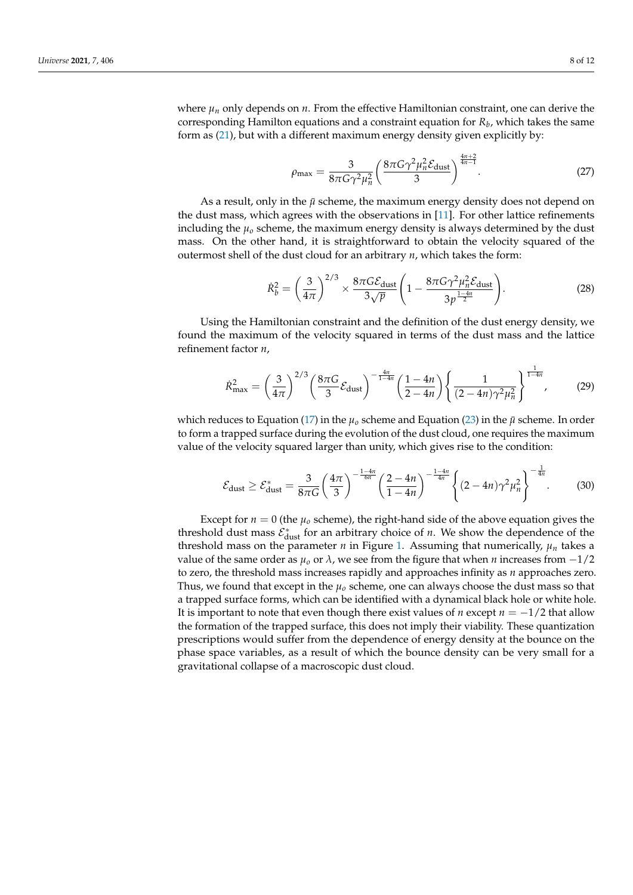where $\mu_n$ only depends on $n$. From the effective Hamiltonian constraint, one can derive the corresponding Hamilton equations and a constraint equation for $R_b$, which takes the same form as (21), but with a different maximum energy density given explicitly by:

$$\rho_{\max} = \frac{3}{8\pi G\gamma^2\mu_n^2}\left(\frac{8\pi G\gamma^2\mu_n^2\mathcal{E}_{\text{dust}}}{3}\right)^{\frac{4n+2}{4n-1}}. \tag{27}$$

As a result, only in the $\bar{\mu}$ scheme, the maximum energy density does not depend on the dust mass, which agrees with the observations in [11]. For other lattice refinements including the $\mu_o$ scheme, the maximum energy density is always determined by the dust mass. On the other hand, it is straightforward to obtain the velocity squared of the outermost shell of the dust cloud for an arbitrary $n$, which takes the form:

$$\dot{R}_b^2 = \left(\frac{3}{4\pi}\right)^{2/3} \times \frac{8\pi G\mathcal{E}_{\text{dust}}}{3\sqrt{p}}\left(1 - \frac{8\pi G\gamma^2\mu_n^2\mathcal{E}_{\text{dust}}}{3p^{\frac{1-4n}{2}}}\right). \tag{28}$$

Using the Hamiltonian constraint and the definition of the dust energy density, we found the maximum of the velocity squared in terms of the dust mass and the lattice refinement factor $n$,

$$\dot{R}_{\max}^2 = \left(\frac{3}{4\pi}\right)^{2/3}\left(\frac{8\pi G}{3}\mathcal{E}_{\text{dust}}\right)^{-\frac{4n}{1-4n}}\left(\frac{1-4n}{2-4n}\right)\left\{\frac{1}{(2-4n)\gamma^2\mu_n^2}\right\}^{\frac{1}{1-4n}}, \tag{29}$$

which reduces to Equation (17) in the $\mu_o$ scheme and Equation (23) in the $\bar{\mu}$ scheme. In order to form a trapped surface during the evolution of the dust cloud, one requires the maximum value of the velocity squared larger than unity, which gives rise to the condition:

$$\mathcal{E}_{\text{dust}} \geq \mathcal{E}_{\text{dust}}^* = \frac{3}{8\pi G}\left(\frac{4\pi}{3}\right)^{-\frac{1-4n}{6n}}\left(\frac{2-4n}{1-4n}\right)^{-\frac{1-4n}{4n}}\left\{(2-4n)\gamma^2\mu_n^2\right\}^{-\frac{1}{4n}}. \tag{30}$$

Except for $n = 0$ (the $\mu_o$ scheme), the right-hand side of the above equation gives the threshold dust mass $\mathcal{E}_{\text{dust}}^*$ for an arbitrary choice of $n$. We show the dependence of the threshold mass on the parameter $n$ in Figure 1. Assuming that numerically, $\mu_n$ takes a value of the same order as $\mu_o$ or $\lambda$, we see from the figure that when $n$ increases from $-1/2$ to zero, the threshold mass increases rapidly and approaches infinity as $n$ approaches zero. Thus, we found that except in the $\mu_o$ scheme, one can always choose the dust mass so that a trapped surface forms, which can be identified with a dynamical black hole or white hole. It is important to note that even though there exist values of $n$ except $n = -1/2$ that allow the formation of the trapped surface, this does not imply their viability. These quantization prescriptions would suffer from the dependence of energy density at the bounce on the phase space variables, as a result of which the bounce density can be very small for a gravitational collapse of a macroscopic dust cloud.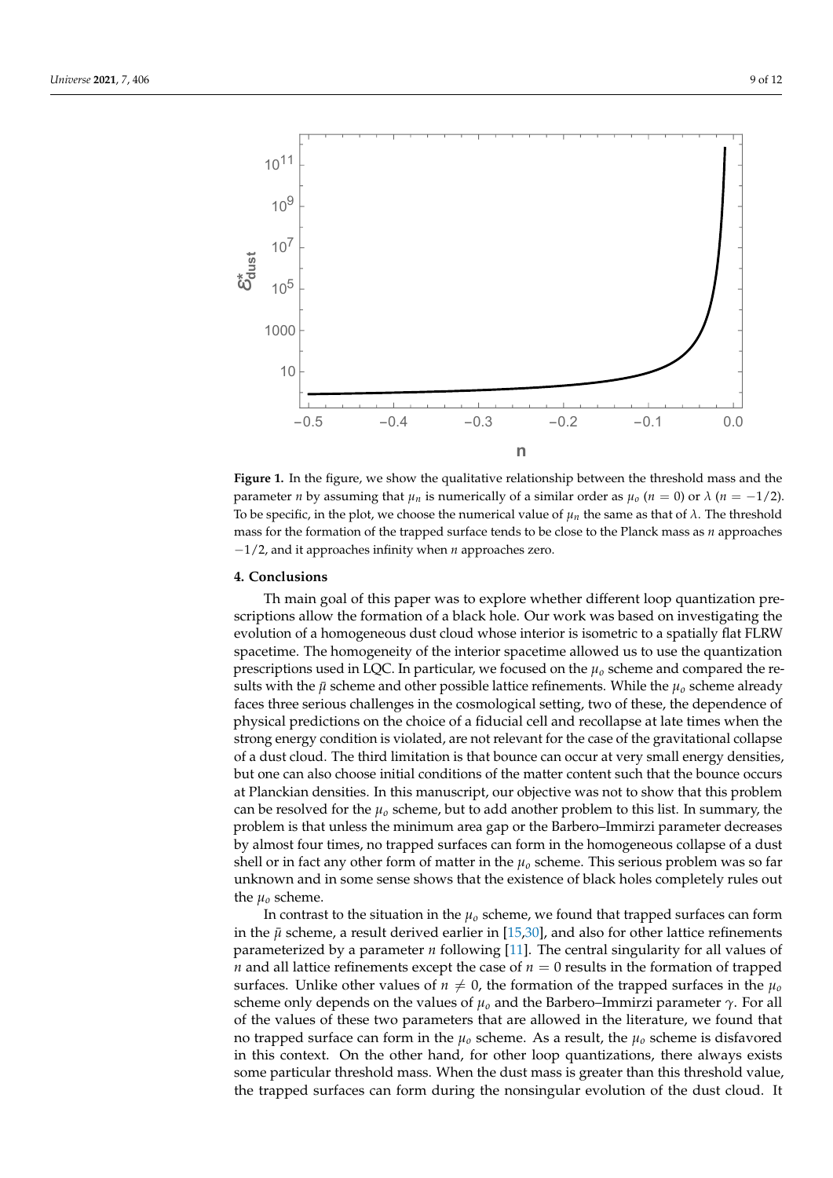**Figure 1.** In the figure, we show the qualitative relationship between the threshold mass and the parameter $n$ by assuming that $\mu_n$ is numerically of a similar order as $\mu_o$ ($n = 0$) or $\lambda$ ($n = -1/2$). To be specific, in the plot, we choose the numerical value of $\mu_n$ the same as that of $\lambda$. The threshold mass for the formation of the trapped surface tends to be close to the Planck mass as $n$ approaches $-1/2$, and it approaches infinity when $n$ approaches zero.

## 4. Conclusions

Th main goal of this paper was to explore whether different loop quantization prescriptions allow the formation of a black hole. Our work was based on investigating the evolution of a homogeneous dust cloud whose interior is isometric to a spatially flat FLRW spacetime. The homogeneity of the interior spacetime allowed us to use the quantization prescriptions used in LQC. In particular, we focused on the $\mu_o$ scheme and compared the results with the $\bar{\mu}$ scheme and other possible lattice refinements. While the $\mu_o$ scheme already faces three serious challenges in the cosmological setting, two of these, the dependence of physical predictions on the choice of a fiducial cell and recollapse at late times when the strong energy condition is violated, are not relevant for the case of the gravitational collapse of a dust cloud. The third limitation is that bounce can occur at very small energy densities, but one can also choose initial conditions of the matter content such that the bounce occurs at Planckian densities. In this manuscript, our objective was not to show that this problem can be resolved for the $\mu_o$ scheme, but to add another problem to this list. In summary, the problem is that unless the minimum area gap or the Barbero–Immirzi parameter decreases by almost four times, no trapped surfaces can form in the homogeneous collapse of a dust shell or in fact any other form of matter in the $\mu_o$ scheme. This serious problem was so far unknown and in some sense shows that the existence of black holes completely rules out the $\mu_o$ scheme.

In contrast to the situation in the $\mu_o$ scheme, we found that trapped surfaces can form in the $\bar{\mu}$ scheme, a result derived earlier in [15,30], and also for other lattice refinements parameterized by a parameter $n$ following [11]. The central singularity for all values of $n$ and all lattice refinements except the case of $n = 0$ results in the formation of trapped surfaces. Unlike other values of $n \neq 0$, the formation of the trapped surfaces in the $\mu_o$ scheme only depends on the values of $\mu_o$ and the Barbero–Immirzi parameter $\gamma$. For all of the values of these two parameters that are allowed in the literature, we found that no trapped surface can form in the $\mu_o$ scheme. As a result, the $\mu_o$ scheme is disfavored in this context. On the other hand, for other loop quantizations, there always exists some particular threshold mass. When the dust mass is greater than this threshold value, the trapped surfaces can form during the nonsingular evolution of the dust cloud. It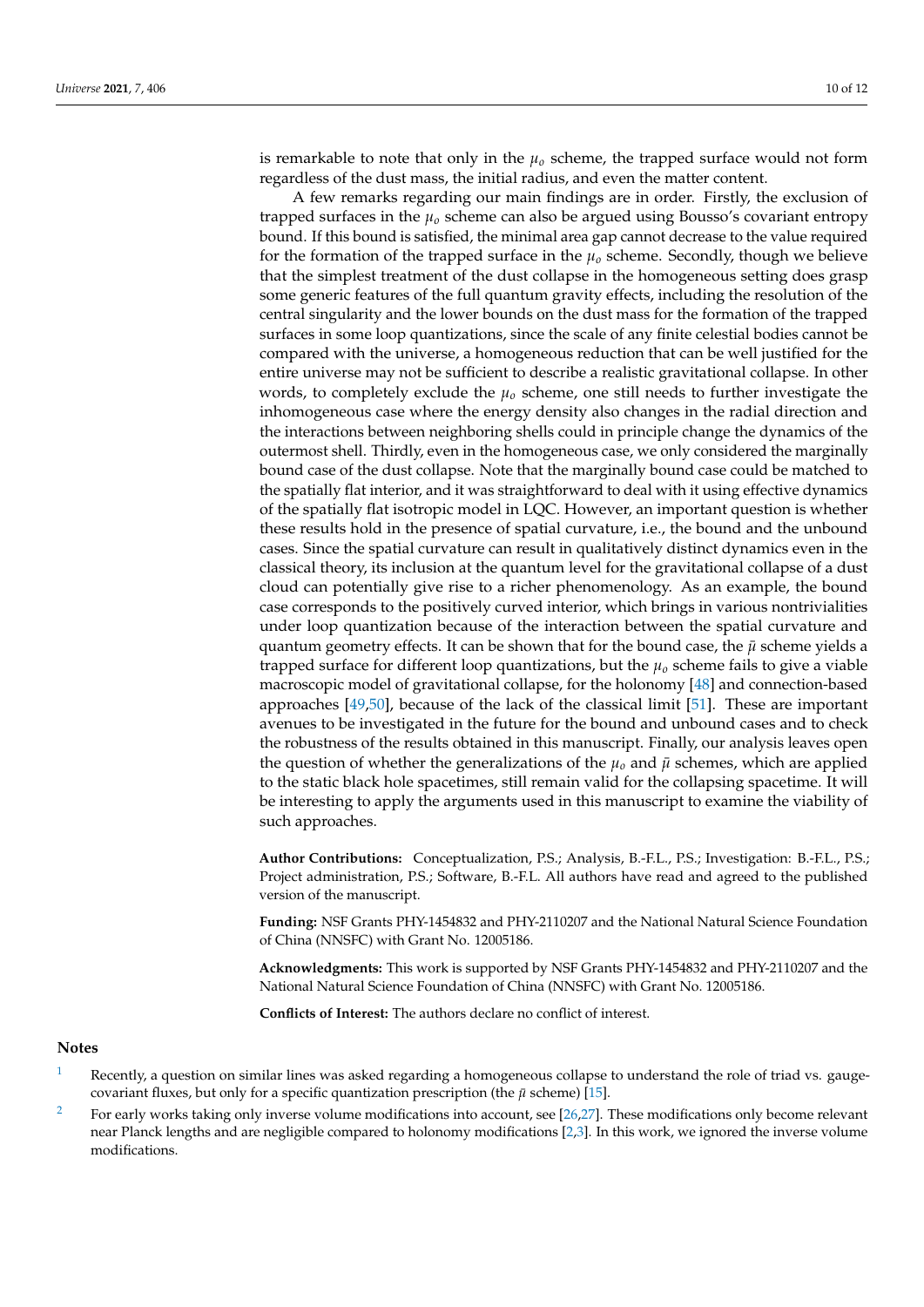is remarkable to note that only in the $\mu_o$ scheme, the trapped surface would not form regardless of the dust mass, the initial radius, and even the matter content.

A few remarks regarding our main findings are in order. Firstly, the exclusion of trapped surfaces in the $\mu_o$ scheme can also be argued using Bousso's covariant entropy bound. If this bound is satisfied, the minimal area gap cannot decrease to the value required for the formation of the trapped surface in the $\mu_o$ scheme. Secondly, though we believe that the simplest treatment of the dust collapse in the homogeneous setting does grasp some generic features of the full quantum gravity effects, including the resolution of the central singularity and the lower bounds on the dust mass for the formation of the trapped surfaces in some loop quantizations, since the scale of any finite celestial bodies cannot be compared with the universe, a homogeneous reduction that can be well justified for the entire universe may not be sufficient to describe a realistic gravitational collapse. In other words, to completely exclude the $\mu_o$ scheme, one still needs to further investigate the inhomogeneous case where the energy density also changes in the radial direction and the interactions between neighboring shells could in principle change the dynamics of the outermost shell. Thirdly, even in the homogeneous case, we only considered the marginally bound case of the dust collapse. Note that the marginally bound case could be matched to the spatially flat interior, and it was straightforward to deal with it using effective dynamics of the spatially flat isotropic model in LQC. However, an important question is whether these results hold in the presence of spatial curvature, i.e., the bound and the unbound cases. Since the spatial curvature can result in qualitatively distinct dynamics even in the classical theory, its inclusion at the quantum level for the gravitational collapse of a dust cloud can potentially give rise to a richer phenomenology. As an example, the bound case corresponds to the positively curved interior, which brings in various nontrivialities under loop quantization because of the interaction between the spatial curvature and quantum geometry effects. It can be shown that for the bound case, the $\bar{\mu}$ scheme yields a trapped surface for different loop quantizations, but the $\mu_o$ scheme fails to give a viable macroscopic model of gravitational collapse, for the holonomy [48] and connection-based approaches [49,50], because of the lack of the classical limit [51]. These are important avenues to be investigated in the future for the bound and unbound cases and to check the robustness of the results obtained in this manuscript. Finally, our analysis leaves open the question of whether the generalizations of the $\mu_o$ and $\bar{\mu}$ schemes, which are applied to the static black hole spacetimes, still remain valid for the collapsing spacetime. It will be interesting to apply the arguments used in this manuscript to examine the viability of such approaches.

**Author Contributions:** Conceptualization, P.S.; Analysis, B.-F.L., P.S.; Investigation: B.-F.L., P.S.; Project administration, P.S.; Software, B.-F.L. All authors have read and agreed to the published version of the manuscript.

**Funding:** NSF Grants PHY-1454832 and PHY-2110207 and the National Natural Science Foundation of China (NNSFC) with Grant No. 12005186.

**Acknowledgments:** This work is supported by NSF Grants PHY-1454832 and PHY-2110207 and the National Natural Science Foundation of China (NNSFC) with Grant No. 12005186.

**Conflicts of Interest:** The authors declare no conflict of interest.

## Notes

1. Recently, a question on similar lines was asked regarding a homogeneous collapse to understand the role of triad vs. gauge-covariant fluxes, but only for a specific quantization prescription (the $\bar{\mu}$ scheme) [15].
2. For early works taking only inverse volume modifications into account, see [26,27]. These modifications only become relevant near Planck lengths and are negligible compared to holonomy modifications [2,3]. In this work, we ignored the inverse volume modifications.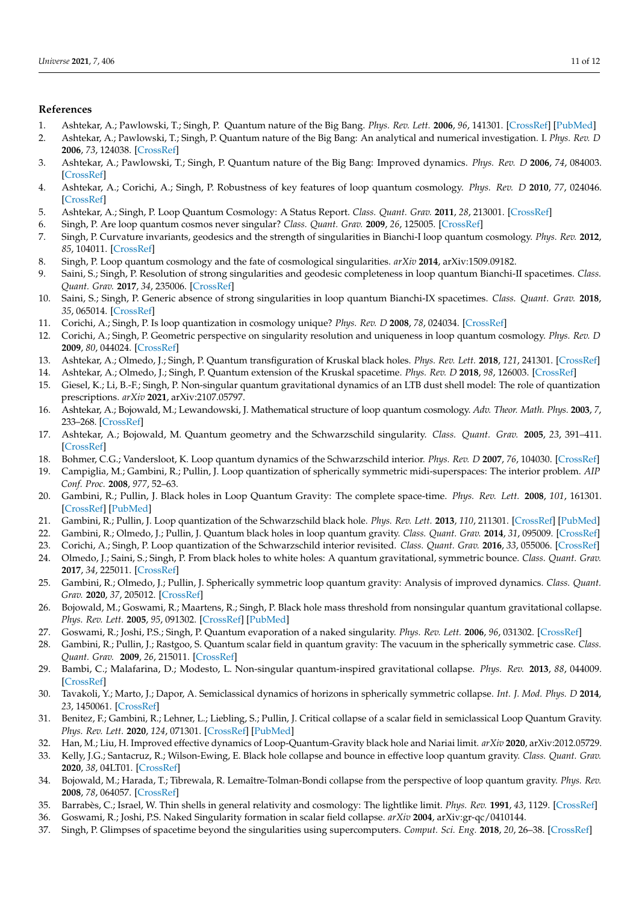## References

1. Ashtekar, A.; Pawlowski, T.; Singh, P. Quantum nature of the Big Bang. *Phys. Rev. Lett.* **2006**, *96*, 141301. [CrossRef] [PubMed]
2. Ashtekar, A.; Pawlowski, T.; Singh, P. Quantum nature of the Big Bang: An analytical and numerical investigation. I. *Phys. Rev. D* **2006**, *73*, 124038. [CrossRef]
3. Ashtekar, A.; Pawlowski, T.; Singh, P. Quantum nature of the Big Bang: Improved dynamics. *Phys. Rev. D* **2006**, *74*, 084003. [CrossRef]
4. Ashtekar, A.; Corichi, A.; Singh, P. Robustness of key features of loop quantum cosmology. *Phys. Rev. D* **2010**, *77*, 024046. [CrossRef]
5. Ashtekar, A.; Singh, P. Loop Quantum Cosmology: A Status Report. *Class. Quant. Grav.* **2011**, *28*, 213001. [CrossRef]
6. Singh, P. Are loop quantum cosmos never singular? *Class. Quant. Grav.* **2009**, *26*, 125005. [CrossRef]
7. Singh, P. Curvature invariants, geodesics and the strength of singularities in Bianchi-I loop quantum cosmology. *Phys. Rev.* **2012**, *85*, 104011. [CrossRef]
8. Singh, P. Loop quantum cosmology and the fate of cosmological singularities. *arXiv* **2014**, arXiv:1509.09182.
9. Saini, S.; Singh, P. Resolution of strong singularities and geodesic completeness in loop quantum Bianchi-II spacetimes. *Class. Quant. Grav.* **2017**, *34*, 235006. [CrossRef]
10. Saini, S.; Singh, P. Generic absence of strong singularities in loop quantum Bianchi-IX spacetimes. *Class. Quant. Grav.* **2018**, *35*, 065014. [CrossRef]
11. Corichi, A.; Singh, P. Is loop quantization in cosmology unique? *Phys. Rev. D* **2008**, *78*, 024034. [CrossRef]
12. Corichi, A.; Singh, P. Geometric perspective on singularity resolution and uniqueness in loop quantum cosmology. *Phys. Rev. D* **2009**, *80*, 044024. [CrossRef]
13. Ashtekar, A.; Olmedo, J.; Singh, P. Quantum transfiguration of Kruskal black holes. *Phys. Rev. Lett.* **2018**, *121*, 241301. [CrossRef]
14. Ashtekar, A.; Olmedo, J.; Singh, P. Quantum extension of the Kruskal spacetime. *Phys. Rev. D* **2018**, *98*, 126003. [CrossRef]
15. Giesel, K.; Li, B.-F.; Singh, P. Non-singular quantum gravitational dynamics of an LTB dust shell model: The role of quantization prescriptions. *arXiv* **2021**, arXiv:2107.05797.
16. Ashtekar, A.; Bojowald, M.; Lewandowski, J. Mathematical structure of loop quantum cosmology. *Adv. Theor. Math. Phys.* **2003**, *7*, 233–268. [CrossRef]
17. Ashtekar, A.; Bojowald, M. Quantum geometry and the Schwarzschild singularity. *Class. Quant. Grav.* **2005**, *23*, 391–411. [CrossRef]
18. Bohmer, C.G.; Vandersloot, K. Loop quantum dynamics of the Schwarzschild interior. *Phys. Rev. D* **2007**, *76*, 104030. [CrossRef]
19. Campiglia, M.; Gambini, R.; Pullin, J. Loop quantization of spherically symmetric midi-superspaces: The interior problem. *AIP Conf. Proc.* **2008**, *977*, 52–63.
20. Gambini, R.; Pullin, J. Black holes in Loop Quantum Gravity: The complete space-time. *Phys. Rev. Lett.* **2008**, *101*, 161301. [CrossRef] [PubMed]
21. Gambini, R.; Pullin, J. Loop quantization of the Schwarzschild black hole. *Phys. Rev. Lett.* **2013**, *110*, 211301. [CrossRef] [PubMed]
22. Gambini, R.; Olmedo, J.; Pullin, J. Quantum black holes in loop quantum gravity. *Class. Quant. Grav.* **2014**, *31*, 095009. [CrossRef]
23. Corichi, A.; Singh, P. Loop quantization of the Schwarzschild interior revisited. *Class. Quant. Grav.* **2016**, *33*, 055006. [CrossRef]
24. Olmedo, J.; Saini, S.; Singh, P. From black holes to white holes: A quantum gravitational, symmetric bounce. *Class. Quant. Grav.* **2017**, *34*, 225011. [CrossRef]
25. Gambini, R.; Olmedo, J.; Pullin, J. Spherically symmetric loop quantum gravity: Analysis of improved dynamics. *Class. Quant. Grav.* **2020**, *37*, 205012. [CrossRef]
26. Bojowald, M.; Goswami, R.; Maartens, R.; Singh, P. Black hole mass threshold from nonsingular quantum gravitational collapse. *Phys. Rev. Lett.* **2005**, *95*, 091302. [CrossRef] [PubMed]
27. Goswami, R.; Joshi, P.S.; Singh, P. Quantum evaporation of a naked singularity. *Phys. Rev. Lett.* **2006**, *96*, 031302. [CrossRef]
28. Gambini, R.; Pullin, J.; Rastgoo, S. Quantum scalar field in quantum gravity: The vacuum in the spherically symmetric case. *Class. Quant. Grav.* **2009**, *26*, 215011. [CrossRef]
29. Bambi, C.; Malafarina, D.; Modesto, L. Non-singular quantum-inspired gravitational collapse. *Phys. Rev.* **2013**, *88*, 044009. [CrossRef]
30. Tavakoli, Y.; Marto, J.; Dapor, A. Semiclassical dynamics of horizons in spherically symmetric collapse. *Int. J. Mod. Phys. D* **2014**, *23*, 1450061. [CrossRef]
31. Benitez, F.; Gambini, R.; Lehner, L.; Liebling, S.; Pullin, J. Critical collapse of a scalar field in semiclassical Loop Quantum Gravity. *Phys. Rev. Lett.* **2020**, *124*, 071301. [CrossRef] [PubMed]
32. Han, M.; Liu, H. Improved effective dynamics of Loop-Quantum-Gravity black hole and Nariai limit. *arXiv* **2020**, arXiv:2012.05729.
33. Kelly, J.G.; Santacruz, R.; Wilson-Ewing, E. Black hole collapse and bounce in effective loop quantum gravity. *Class. Quant. Grav.* **2020**, *38*, 04LT01. [CrossRef]
34. Bojowald, M.; Harada, T.; Tibrewala, R. Lemaître-Tolman-Bondi collapse from the perspective of loop quantum gravity. *Phys. Rev.* **2008**, *78*, 064057. [CrossRef]
35. Barrabès, C.; Israel, W. Thin shells in general relativity and cosmology: The lightlike limit. *Phys. Rev.* **1991**, *43*, 1129. [CrossRef]
36. Goswami, R.; Joshi, P.S. Naked Singularity formation in scalar field collapse. *arXiv* **2004**, arXiv:gr-qc/0410144.
37. Singh, P. Glimpses of spacetime beyond the singularities using supercomputers. *Comput. Sci. Eng.* **2018**, *20*, 26–38. [CrossRef]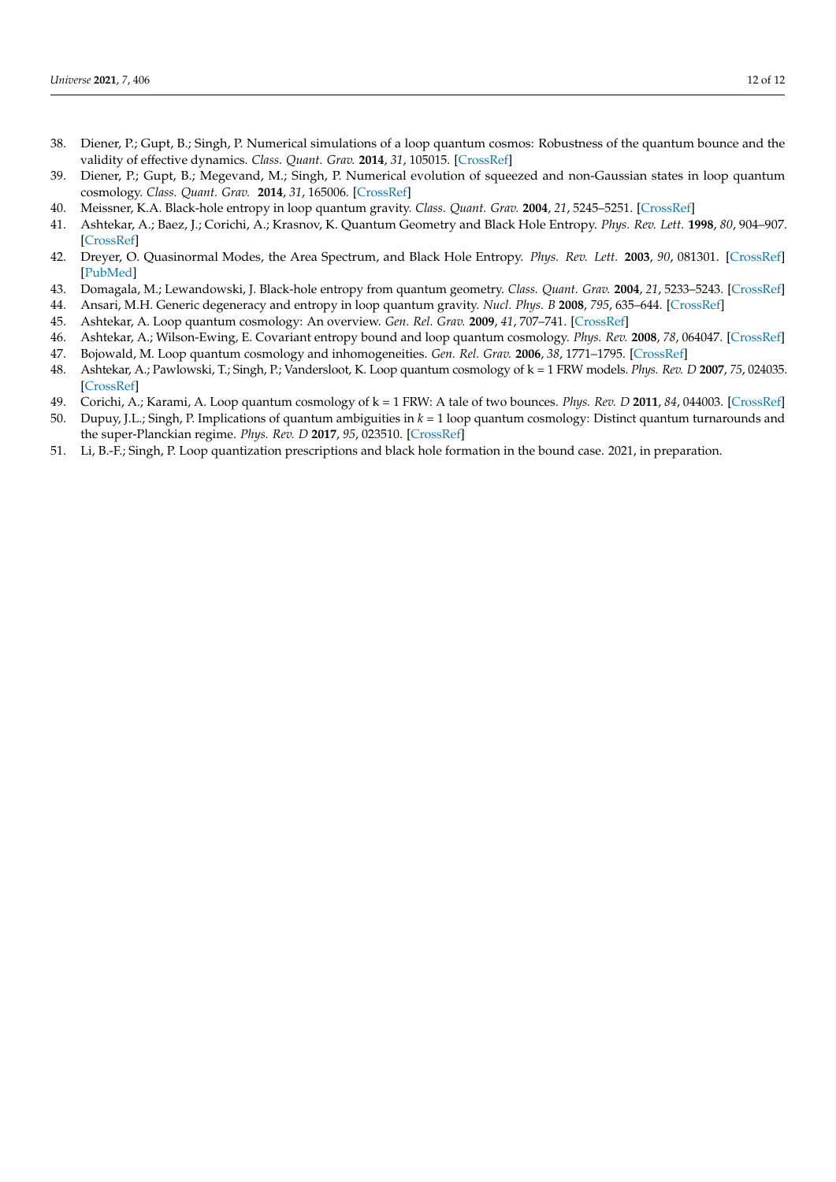38. Diener, P.; Gupt, B.; Singh, P. Numerical simulations of a loop quantum cosmos: Robustness of the quantum bounce and the validity of effective dynamics. *Class. Quant. Grav.* **2014**, *31*, 105015. [CrossRef]
39. Diener, P.; Gupt, B.; Megevand, M.; Singh, P. Numerical evolution of squeezed and non-Gaussian states in loop quantum cosmology. *Class. Quant. Grav.* **2014**, *31*, 165006. [CrossRef]
40. Meissner, K.A. Black-hole entropy in loop quantum gravity. *Class. Quant. Grav.* **2004**, *21*, 5245–5251. [CrossRef]
41. Ashtekar, A.; Baez, J.; Corichi, A.; Krasnov, K. Quantum Geometry and Black Hole Entropy. *Phys. Rev. Lett.* **1998**, *80*, 904–907. [CrossRef]
42. Dreyer, O. Quasinormal Modes, the Area Spectrum, and Black Hole Entropy. *Phys. Rev. Lett.* **2003**, *90*, 081301. [CrossRef] [PubMed]
43. Domagala, M.; Lewandowski, J. Black-hole entropy from quantum geometry. *Class. Quant. Grav.* **2004**, *21*, 5233–5243. [CrossRef]
44. Ansari, M.H. Generic degeneracy and entropy in loop quantum gravity. *Nucl. Phys. B* **2008**, *795*, 635–644. [CrossRef]
45. Ashtekar, A. Loop quantum cosmology: An overview. *Gen. Rel. Grav.* **2009**, *41*, 707–741. [CrossRef]
46. Ashtekar, A.; Wilson-Ewing, E. Covariant entropy bound and loop quantum cosmology. *Phys. Rev.* **2008**, *78*, 064047. [CrossRef]
47. Bojowald, M. Loop quantum cosmology and inhomogeneities. *Gen. Rel. Grav.* **2006**, *38*, 1771–1795. [CrossRef]
48. Ashtekar, A.; Pawlowski, T.; Singh, P.; Vandersloot, K. Loop quantum cosmology of k = 1 FRW models. *Phys. Rev. D* **2007**, *75*, 024035. [CrossRef]
49. Corichi, A.; Karami, A. Loop quantum cosmology of k = 1 FRW: A tale of two bounces. *Phys. Rev. D* **2011**, *84*, 044003. [CrossRef]
50. Dupuy, J.L.; Singh, P. Implications of quantum ambiguities in $k = 1$ loop quantum cosmology: Distinct quantum turnarounds and the super-Planckian regime. *Phys. Rev. D* **2017**, *95*, 023510. [CrossRef]
51. Li, B.-F.; Singh, P. Loop quantization prescriptions and black hole formation in the bound case. 2021, in preparation.